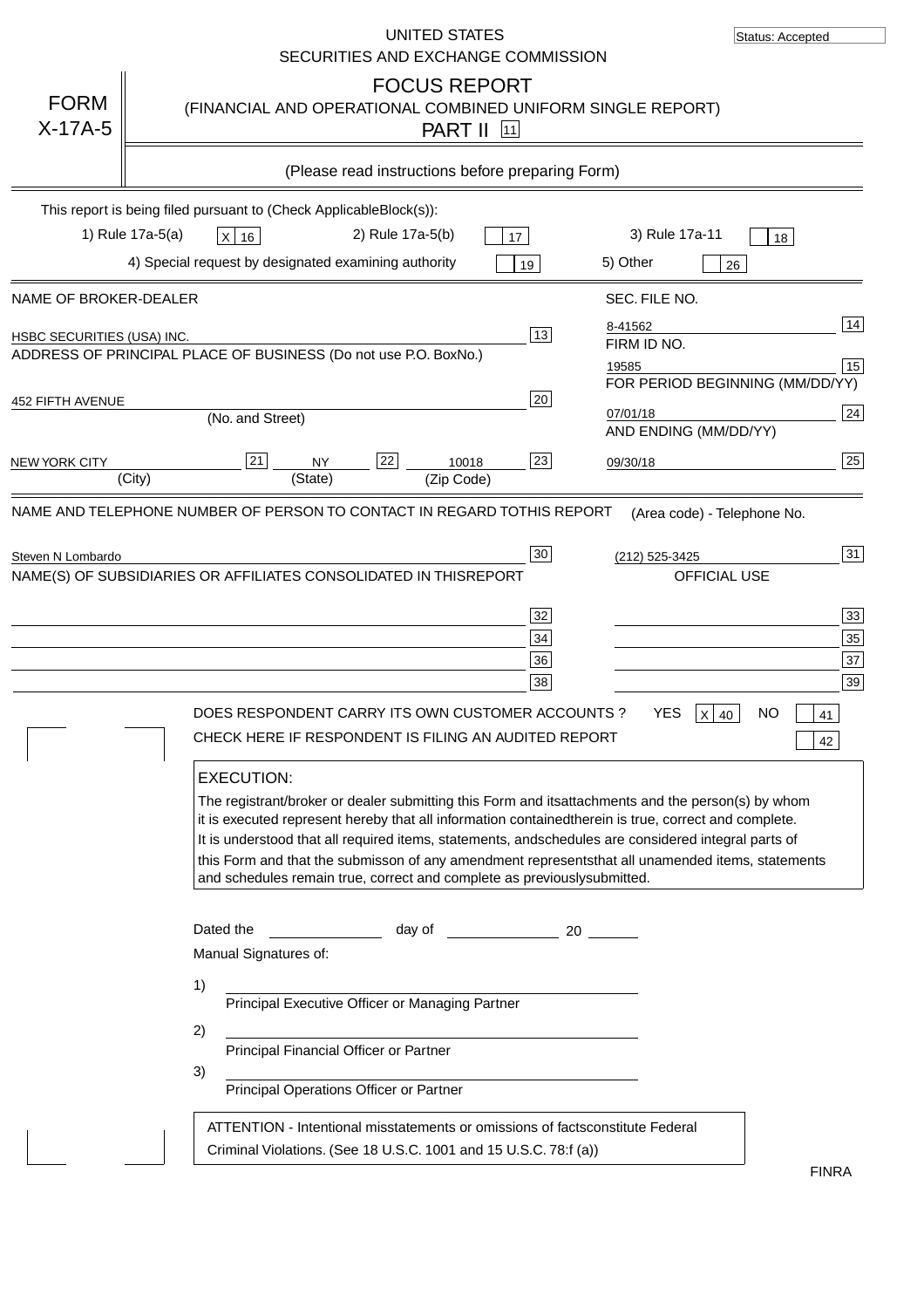Status: Accepted

UNITED STATES
SECURITIES AND EXCHANGE COMMISSION

# FORM X-17A-5

## FOCUS REPORT
(FINANCIAL AND OPERATIONAL COMBINED UNIFORM SINGLE REPORT)

PART II [11]

(Please read instructions before preparing Form)

This report is being filed pursuant to (Check ApplicableBlock(s)):

1) Rule 17a-5(a) [X] 16 2) Rule 17a-5(b) [ ] 17 3) Rule 17a-11 [ ] 18

4) Special request by designated examining authority [ ] 19 5) Other [ ] 26

NAME OF BROKER-DEALER: HSBC SECURITIES (USA) INC. [13]

SEC. FILE NO.: 8-41562 [14]

FIRM ID NO.: 19585 [15]

ADDRESS OF PRINCIPAL PLACE OF BUSINESS (Do not use P.O. BoxNo.)

452 FIFTH AVENUE [20]
(No. and Street)

NEW YORK CITY [21] NY [22] 10018 [23]
(City) (State) (Zip Code)

FOR PERIOD BEGINNING (MM/DD/YY): 07/01/18 [24]

AND ENDING (MM/DD/YY): 09/30/18 [25]

NAME AND TELEPHONE NUMBER OF PERSON TO CONTACT IN REGARD TOTHIS REPORT

Steven N Lombardo [30]

(Area code) - Telephone No.: (212) 525-3425 [31]

NAME(S) OF SUBSIDIARIES OR AFFILIATES CONSOLIDATED IN THISREPORT

| | | OFFICIAL USE | |
|---|---|---|---|
| | 32 | | 33 |
| | 34 | | 35 |
| | 36 | | 37 |
| | 38 | | 39 |

DOES RESPONDENT CARRY ITS OWN CUSTOMER ACCOUNTS ? YES [X] 40 NO [ ] 41

CHECK HERE IF RESPONDENT IS FILING AN AUDITED REPORT [ ] 42

**EXECUTION:**

The registrant/broker or dealer submitting this Form and itsattachments and the person(s) by whom it is executed represent hereby that all information containedtherein is true, correct and complete. It is understood that all required items, statements, andschedules are considered integral parts of this Form and that the submisson of any amendment representsthat all unamended items, statements and schedules remain true, correct and complete as previouslysubmitted.

Dated the ______ day of ______ 20 ____

Manual Signatures of:

1) ______________________
Principal Executive Officer or Managing Partner

2) ______________________
Principal Financial Officer or Partner

3) ______________________
Principal Operations Officer or Partner

ATTENTION - Intentional misstatements or omissions of factsconstitute Federal Criminal Violations. (See 18 U.S.C. 1001 and 15 U.S.C. 78:f (a))

FINRA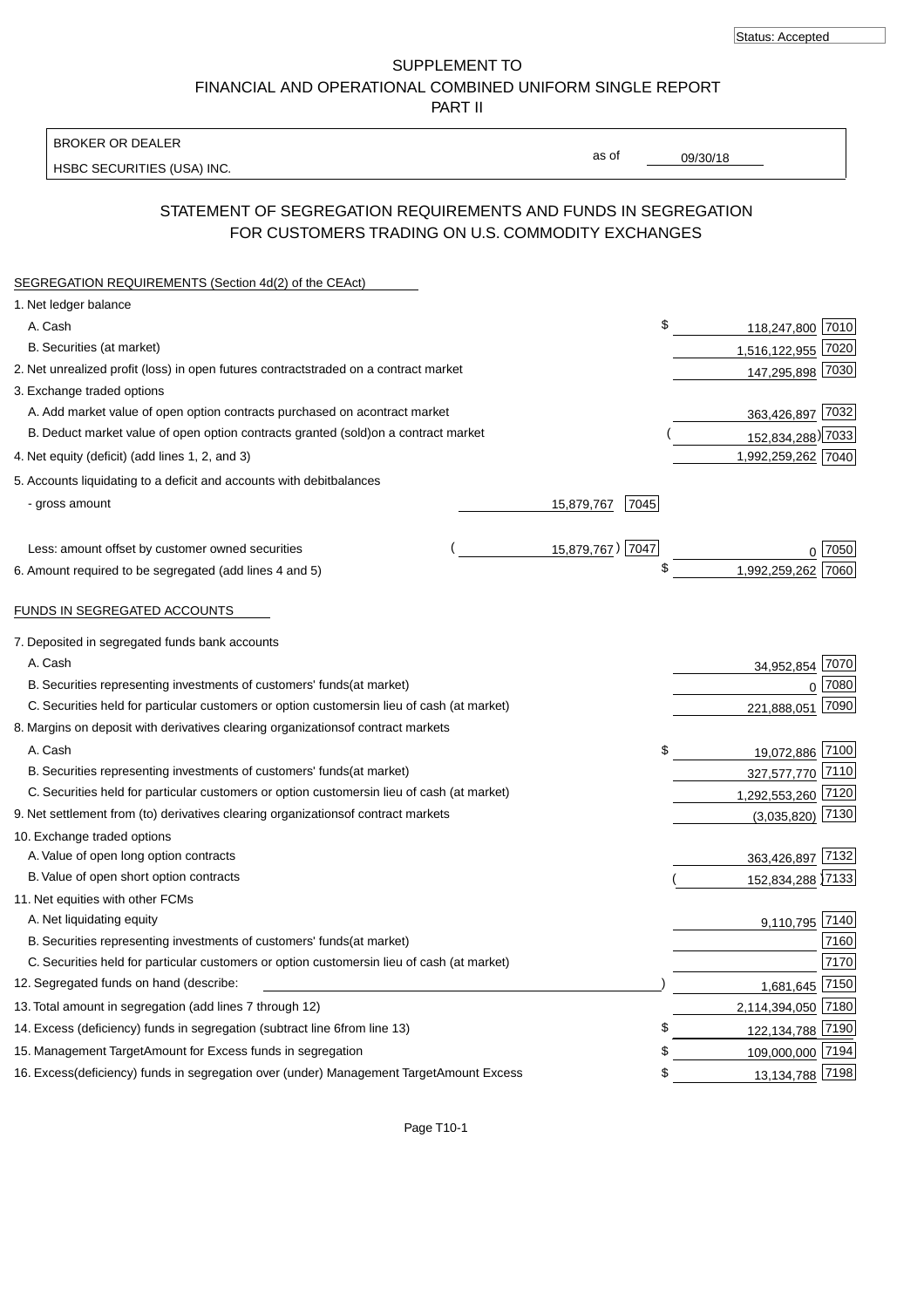Status: Accepted

# SUPPLEMENT TO FINANCIAL AND OPERATIONAL COMBINED UNIFORM SINGLE REPORT PART II

BROKER OR DEALER

HSBC SECURITIES (USA) INC.

as of 09/30/18

## STATEMENT OF SEGREGATION REQUIREMENTS AND FUNDS IN SEGREGATION FOR CUSTOMERS TRADING ON U.S. COMMODITY EXCHANGES

### SEGREGATION REQUIREMENTS (Section 4d(2) of the CEAct)

| | | | | |
|---|---|---|---|---|
| 1. Net ledger balance | | | | |
| A. Cash | | | $ 118,247,800 | 7010 |
| B. Securities (at market) | | | 1,516,122,955 | 7020 |
| 2. Net unrealized profit (loss) in open futures contracts traded on a contract market | | | 147,295,898 | 7030 |
| 3. Exchange traded options | | | | |
| A. Add market value of open option contracts purchased on a contract market | | | 363,426,897 | 7032 |
| B. Deduct market value of open option contracts granted (sold) on a contract market | | | (152,834,288) | 7033 |
| 4. Net equity (deficit) (add lines 1, 2, and 3) | | | 1,992,259,262 | 7040 |
| 5. Accounts liquidating to a deficit and accounts with debit balances | | | | |
| - gross amount | 15,879,767 | 7045 | | |
| Less: amount offset by customer owned securities | (15,879,767) | 7047 | 0 | 7050 |
| 6. Amount required to be segregated (add lines 4 and 5) | | | $ 1,992,259,262 | 7060 |

### FUNDS IN SEGREGATED ACCOUNTS

| | | |
|---|---|---|
| 7. Deposited in segregated funds bank accounts | | |
| A. Cash | 34,952,854 | 7070 |
| B. Securities representing investments of customers' funds (at market) | 0 | 7080 |
| C. Securities held for particular customers or option customers in lieu of cash (at market) | 221,888,051 | 7090 |
| 8. Margins on deposit with derivatives clearing organizations of contract markets | | |
| A. Cash | $ 19,072,886 | 7100 |
| B. Securities representing investments of customers' funds (at market) | 327,577,770 | 7110 |
| C. Securities held for particular customers or option customers in lieu of cash (at market) | 1,292,553,260 | 7120 |
| 9. Net settlement from (to) derivatives clearing organizations of contract markets | (3,035,820) | 7130 |
| 10. Exchange traded options | | |
| A. Value of open long option contracts | 363,426,897 | 7132 |
| B. Value of open short option contracts | (152,834,288) | 7133 |
| 11. Net equities with other FCMs | | |
| A. Net liquidating equity | 9,110,795 | 7140 |
| B. Securities representing investments of customers' funds (at market) | | 7160 |
| C. Securities held for particular customers or option customers in lieu of cash (at market) | | 7170 |
| 12. Segregated funds on hand (describe: ) | 1,681,645 | 7150 |
| 13. Total amount in segregation (add lines 7 through 12) | 2,114,394,050 | 7180 |
| 14. Excess (deficiency) funds in segregation (subtract line 6 from line 13) | $ 122,134,788 | 7190 |
| 15. Management Target Amount for Excess funds in segregation | $ 109,000,000 | 7194 |
| 16. Excess (deficiency) funds in segregation over (under) Management Target Amount Excess | $ 13,134,788 | 7198 |

Page T10-1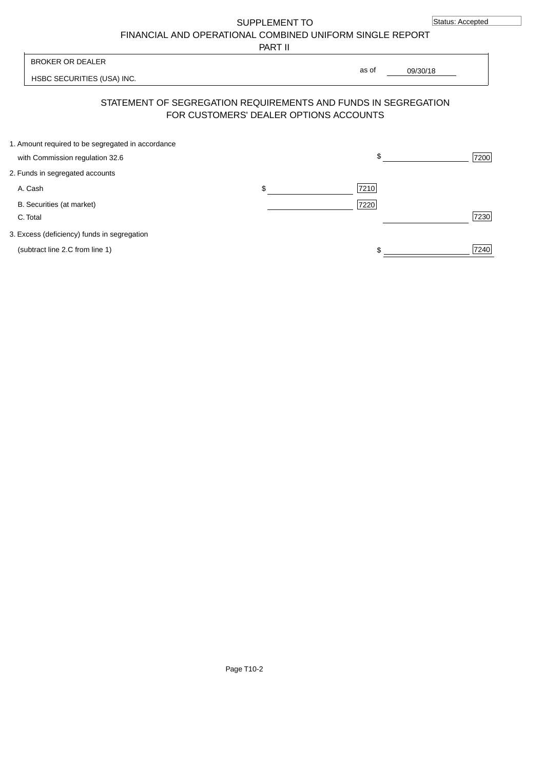Status: Accepted

SUPPLEMENT TO
FINANCIAL AND OPERATIONAL COMBINED UNIFORM SINGLE REPORT
PART II

BROKER OR DEALER

HSBC SECURITIES (USA) INC.

as of 09/30/18

## STATEMENT OF SEGREGATION REQUIREMENTS AND FUNDS IN SEGREGATION FOR CUSTOMERS' DEALER OPTIONS ACCOUNTS

| | | | | |
|---|---|---|---|---|
| 1. Amount required to be segregated in accordance with Commission regulation 32.6 | | | $ | 7200 |
| 2. Funds in segregated accounts | | | | |
| A. Cash | $ | 7210 | | |
| B. Securities (at market) | | 7220 | | |
| C. Total | | | | 7230 |
| 3. Excess (deficiency) funds in segregation (subtract line 2.C from line 1) | | | $ | 7240 |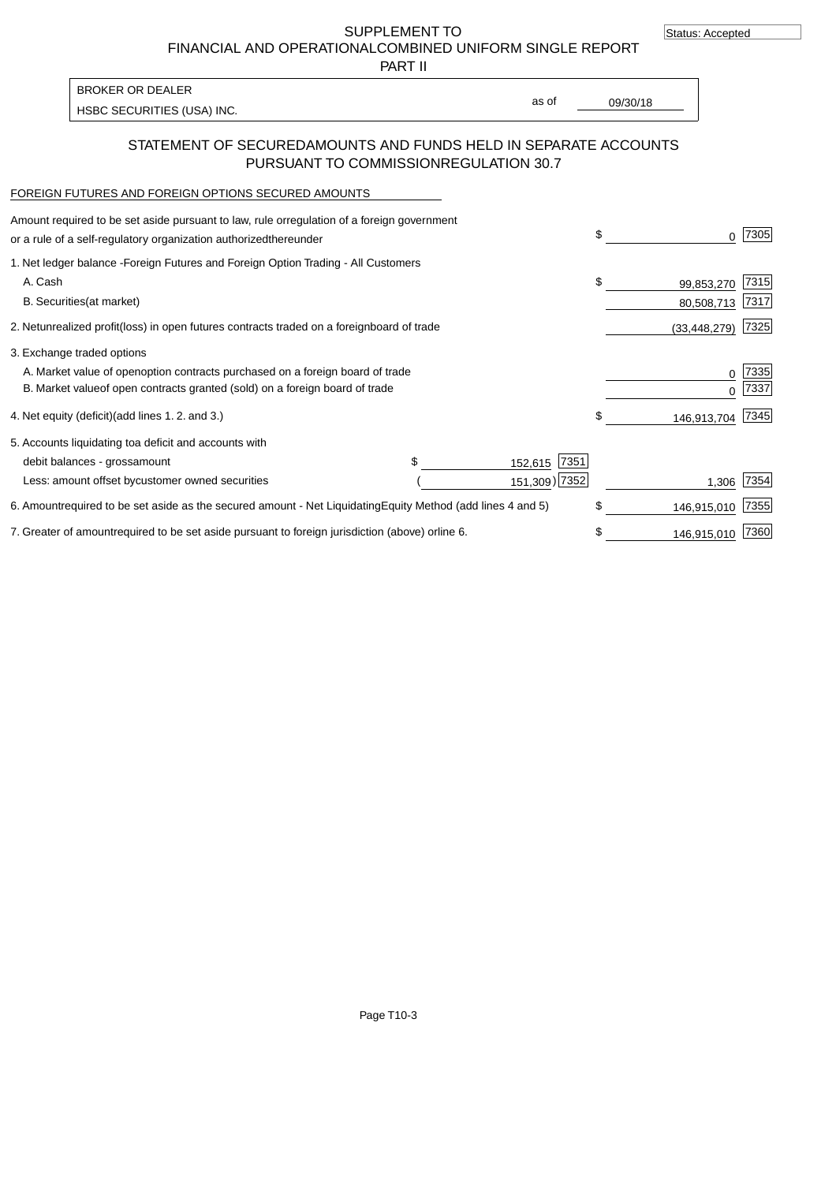SUPPLEMENT TO
FINANCIAL AND OPERATIONAL COMBINED UNIFORM SINGLE REPORT
PART II

Status: Accepted

BROKER OR DEALER
HSBC SECURITIES (USA) INC.

as of 09/30/18

## STATEMENT OF SECURED AMOUNTS AND FUNDS HELD IN SEPARATE ACCOUNTS PURSUANT TO COMMISSION REGULATION 30.7

FOREIGN FUTURES AND FOREIGN OPTIONS SECURED AMOUNTS

| Description | | | Amount | Code |
|---|---|---|---|---|
| Amount required to be set aside pursuant to law, rule or regulation of a foreign government or a rule of a self-regulatory organization authorized thereunder | | | $ 0 | 7305 |
| 1. Net ledger balance - Foreign Futures and Foreign Option Trading - All Customers | | | | |
| A. Cash | | | $ 99,853,270 | 7315 |
| B. Securities (at market) | | | 80,508,713 | 7317 |
| 2. Net unrealized profit (loss) in open futures contracts traded on a foreign board of trade | | | (33,448,279) | 7325 |
| 3. Exchange traded options | | | | |
| A. Market value of open option contracts purchased on a foreign board of trade | | | 0 | 7335 |
| B. Market value of open contracts granted (sold) on a foreign board of trade | | | 0 | 7337 |
| 4. Net equity (deficit) (add lines 1. 2. and 3.) | | | $ 146,913,704 | 7345 |
| 5. Accounts liquidating to a deficit and accounts with | | | | |
| debit balances - gross amount | $ 152,615 | 7351 | | |
| Less: amount offset by customer owned securities | ( 151,309) | 7352 | 1,306 | 7354 |
| 6. Amount required to be set aside as the secured amount - Net Liquidating Equity Method (add lines 4 and 5) | | | $ 146,915,010 | 7355 |
| 7. Greater of amount required to be set aside pursuant to foreign jurisdiction (above) or line 6. | | | $ 146,915,010 | 7360 |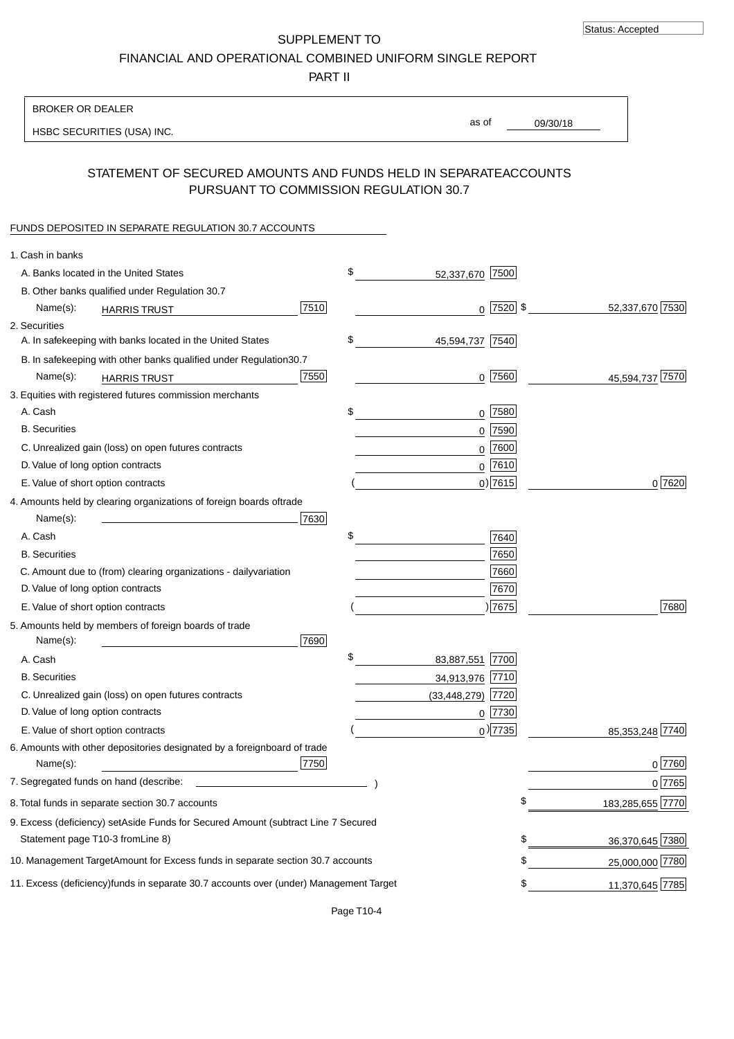Status: Accepted

SUPPLEMENT TO

FINANCIAL AND OPERATIONAL COMBINED UNIFORM SINGLE REPORT

PART II

BROKER OR DEALER

HSBC SECURITIES (USA) INC.

as of 09/30/18

## STATEMENT OF SECURED AMOUNTS AND FUNDS HELD IN SEPARATEACCOUNTS PURSUANT TO COMMISSION REGULATION 30.7

FUNDS DEPOSITED IN SEPARATE REGULATION 30.7 ACCOUNTS

| | | | |
|---|---|---|---|
| 1. Cash in banks | | | |
| A. Banks located in the United States | | $ 52,337,670 [7500] | |
| B. Other banks qualified under Regulation 30.7 | | | |
| Name(s): HARRIS TRUST | [7510] | 0 [7520] | $ 52,337,670 [7530] |
| 2. Securities | | | |
| A. In safekeeping with banks located in the United States | | $ 45,594,737 [7540] | |
| B. In safekeeping with other banks qualified under Regulation30.7 | | | |
| Name(s): HARRIS TRUST | [7550] | 0 [7560] | 45,594,737 [7570] |
| 3. Equities with registered futures commission merchants | | | |
| A. Cash | | $ 0 [7580] | |
| B. Securities | | 0 [7590] | |
| C. Unrealized gain (loss) on open futures contracts | | 0 [7600] | |
| D. Value of long option contracts | | 0 [7610] | |
| E. Value of short option contracts | | ( 0) [7615] | 0 [7620] |
| 4. Amounts held by clearing organizations of foreign boards oftrade | | | |
| Name(s): | [7630] | | |
| A. Cash | | $ [7640] | |
| B. Securities | | [7650] | |
| C. Amount due to (from) clearing organizations - dailyvariation | | [7660] | |
| D. Value of long option contracts | | [7670] | |
| E. Value of short option contracts | | ( ) [7675] | [7680] |
| 5. Amounts held by members of foreign boards of trade | | | |
| Name(s): | [7690] | | |
| A. Cash | | $ 83,887,551 [7700] | |
| B. Securities | | 34,913,976 [7710] | |
| C. Unrealized gain (loss) on open futures contracts | | (33,448,279) [7720] | |
| D. Value of long option contracts | | 0 [7730] | |
| E. Value of short option contracts | | ( 0) [7735] | 85,353,248 [7740] |
| 6. Amounts with other depositories designated by a foreignboard of trade | | | |
| Name(s): | [7750] | | 0 [7760] |
| 7. Segregated funds on hand (describe: ) | | | 0 [7765] |
| 8. Total funds in separate section 30.7 accounts | | | $ 183,285,655 [7770] |
| 9. Excess (deficiency) setAside Funds for Secured Amount (subtract Line 7 Secured Statement page T10-3 fromLine 8) | | | $ 36,370,645 [7380] |
| 10. Management TargetAmount for Excess funds in separate section 30.7 accounts | | | $ 25,000,000 [7780] |
| 11. Excess (deficiency)funds in separate 30.7 accounts over (under) Management Target | | | $ 11,370,645 [7785] |

Page T10-4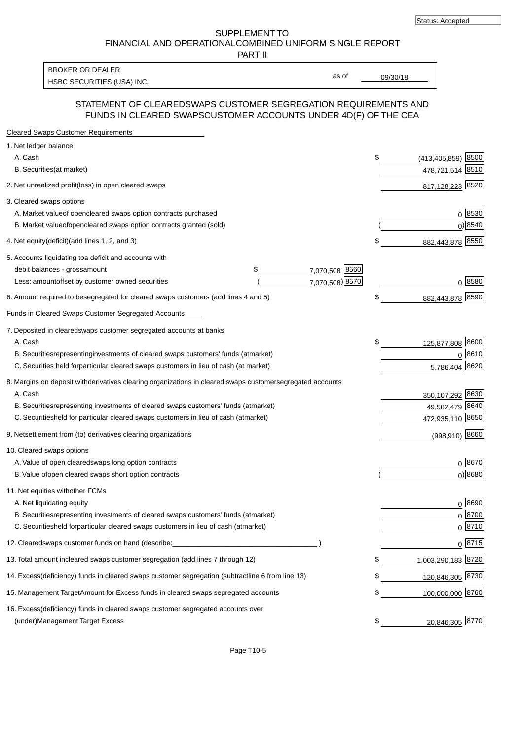Status: Accepted

SUPPLEMENT TO
FINANCIAL AND OPERATIONALCOMBINED UNIFORM SINGLE REPORT
PART II

BROKER OR DEALER
HSBC SECURITIES (USA) INC.

as of 09/30/18

## STATEMENT OF CLEAREDSWAPS CUSTOMER SEGREGATION REQUIREMENTS AND FUNDS IN CLEARED SWAPSCUSTOMER ACCOUNTS UNDER 4D(F) OF THE CEA

**Cleared Swaps Customer Requirements**

| | | | | |
|---|---|---|---|---|
| 1. Net ledger balance | | | | |
| A. Cash | | | $ (413,405,859) | 8500 |
| B. Securities(at market) | | | 478,721,514 | 8510 |
| 2. Net unrealized profit(loss) in open cleared swaps | | | 817,128,223 | 8520 |
| 3. Cleared swaps options | | | | |
| A. Market valueof opencleared swaps option contracts purchased | | | 0 | 8530 |
| B. Market valueofopencleared swaps option contracts granted (sold) | | | ( 0) | 8540 |
| 4. Net equity(deficit)(add lines 1, 2, and 3) | | | $ 882,443,878 | 8550 |
| 5. Accounts liquidating toa deficit and accounts with debit balances - grossamount | $ 7,070,508 | 8560 | | |
| Less: amountoffset by customer owned securities | ( 7,070,508) | 8570 | 0 | 8580 |
| 6. Amount required to besegregated for cleared swaps customers (add lines 4 and 5) | | | $ 882,443,878 | 8590 |

**Funds in Cleared Swaps Customer Segregated Accounts**

| | | |
|---|---|---|
| 7. Deposited in clearedswaps customer segregated accounts at banks | | |
| A. Cash | $ 125,877,808 | 8600 |
| B. Securitiesrepresentinginvestments of cleared swaps customers' funds (atmarket) | 0 | 8610 |
| C. Securities held forparticular cleared swaps customers in lieu of cash (at market) | 5,786,404 | 8620 |
| 8. Margins on deposit withderivatives clearing organizations in cleared swaps customersegregated accounts | | |
| A. Cash | 350,107,292 | 8630 |
| B. Securitiesrepresenting investments of cleared swaps customers' funds (atmarket) | 49,582,479 | 8640 |
| C. Securitiesheld for particular cleared swaps customers in lieu of cash (atmarket) | 472,935,110 | 8650 |
| 9. Netsettlement from (to) derivatives clearing organizations | (998,910) | 8660 |
| 10. Cleared swaps options | | |
| A. Value of open clearedswaps long option contracts | 0 | 8670 |
| B. Value ofopen cleared swaps short option contracts | ( 0) | 8680 |
| 11. Net equities withother FCMs | | |
| A. Net liquidating equity | 0 | 8690 |
| B. Securitiesrepresenting investments of cleared swaps customers' funds (atmarket) | 0 | 8700 |
| C. Securitiesheld forparticular cleared swaps customers in lieu of cash (atmarket) | 0 | 8710 |
| 12. Clearedswaps customer funds on hand (describe:____________________________________ ) | 0 | 8715 |
| 13. Total amount incleared swaps customer segregation (add lines 7 through 12) | $ 1,003,290,183 | 8720 |
| 14. Excess(deficiency) funds in cleared swaps customer segregation (subtractline 6 from line 13) | $ 120,846,305 | 8730 |
| 15. Management TargetAmount for Excess funds in cleared swaps segregated accounts | $ 100,000,000 | 8760 |
| 16. Excess(deficiency) funds in cleared swaps customer segregated accounts over (under)Management Target Excess | $ 20,846,305 | 8770 |

Page T10-5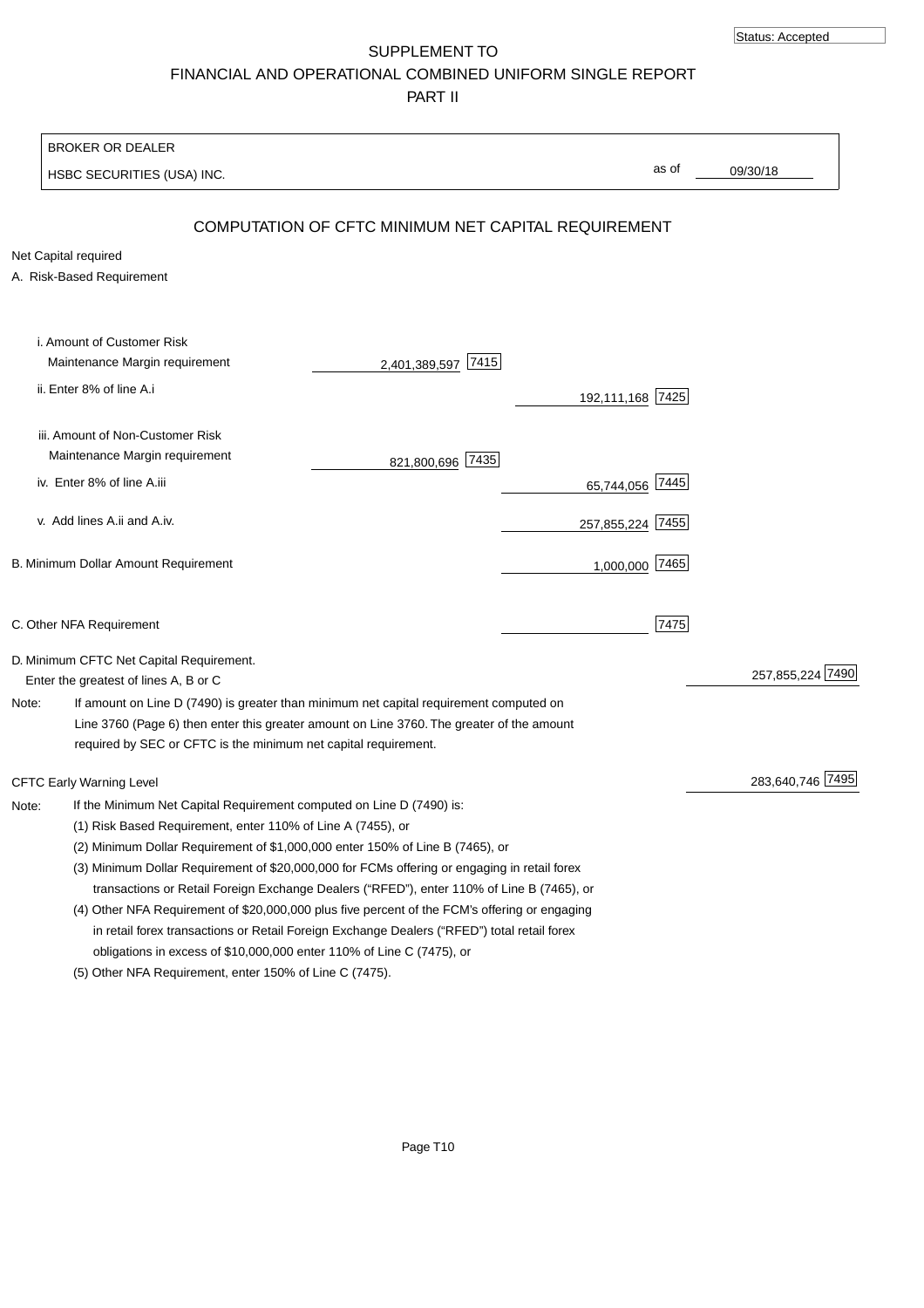Status: Accepted

# SUPPLEMENT TO
# FINANCIAL AND OPERATIONAL COMBINED UNIFORM SINGLE REPORT
# PART II

BROKER OR DEALER

HSBC SECURITIES (USA) INC. as of 09/30/18

## COMPUTATION OF CFTC MINIMUM NET CAPITAL REQUIREMENT

Net Capital required

A. Risk-Based Requirement

| | | | |
|---|---|---|---|
| i. Amount of Customer Risk Maintenance Margin requirement | 2,401,389,597 [7415] | | |
| ii. Enter 8% of line A.i | | 192,111,168 [7425] | |
| iii. Amount of Non-Customer Risk Maintenance Margin requirement | 821,800,696 [7435] | | |
| iv. Enter 8% of line A.iii | | 65,744,056 [7445] | |
| v. Add lines A.ii and A.iv. | | 257,855,224 [7455] | |
| B. Minimum Dollar Amount Requirement | | 1,000,000 [7465] | |
| C. Other NFA Requirement | | [7475] | |
| D. Minimum CFTC Net Capital Requirement. Enter the greatest of lines A, B or C | | | 257,855,224 [7490] |

Note: If amount on Line D (7490) is greater than minimum net capital requirement computed on Line 3760 (Page 6) then enter this greater amount on Line 3760. The greater of the amount required by SEC or CFTC is the minimum net capital requirement.

CFTC Early Warning Level 283,640,746 [7495]

Note: If the Minimum Net Capital Requirement computed on Line D (7490) is:

(1) Risk Based Requirement, enter 110% of Line A (7455), or

(2) Minimum Dollar Requirement of $1,000,000 enter 150% of Line B (7465), or

(3) Minimum Dollar Requirement of $20,000,000 for FCMs offering or engaging in retail forex transactions or Retail Foreign Exchange Dealers ("RFED"), enter 110% of Line B (7465), or

(4) Other NFA Requirement of $20,000,000 plus five percent of the FCM's offering or engaging in retail forex transactions or Retail Foreign Exchange Dealers ("RFED") total retail forex obligations in excess of $10,000,000 enter 110% of Line C (7475), or

(5) Other NFA Requirement, enter 150% of Line C (7475).